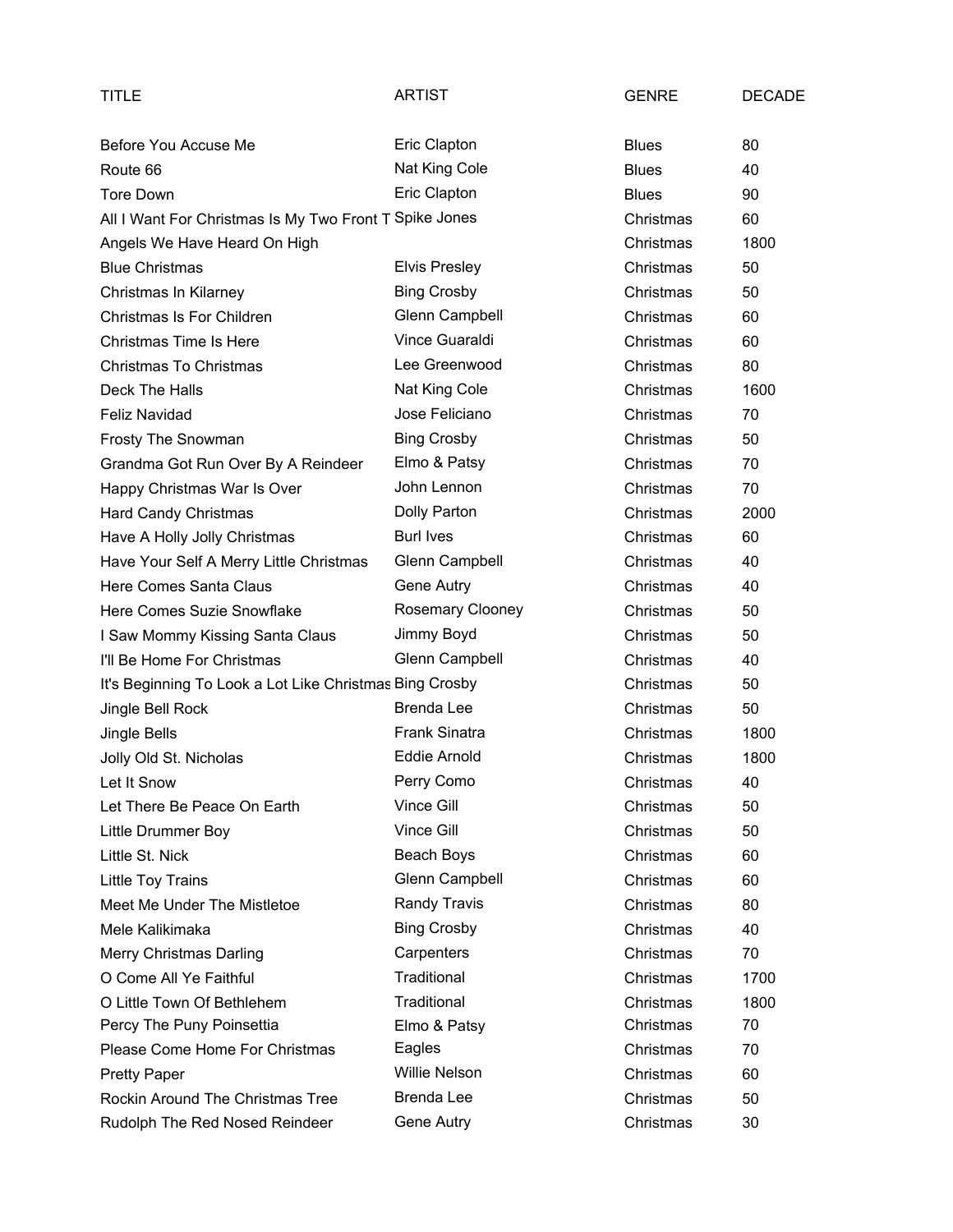| TITLE | ARTIST | GENRE | DECADE |
|---|---|---|---|
| Before You Accuse Me | Eric Clapton | Blues | 80 |
| Route 66 | Nat King Cole | Blues | 40 |
| Tore Down | Eric Clapton | Blues | 90 |
| All I Want For Christmas Is My Two Front T | Spike Jones | Christmas | 60 |
| Angels We Have Heard On High | | Christmas | 1800 |
| Blue Christmas | Elvis Presley | Christmas | 50 |
| Christmas In Kilarney | Bing Crosby | Christmas | 50 |
| Christmas Is For Children | Glenn Campbell | Christmas | 60 |
| Christmas Time Is Here | Vince Guaraldi | Christmas | 60 |
| Christmas To Christmas | Lee Greenwood | Christmas | 80 |
| Deck The Halls | Nat King Cole | Christmas | 1600 |
| Feliz Navidad | Jose Feliciano | Christmas | 70 |
| Frosty The Snowman | Bing Crosby | Christmas | 50 |
| Grandma Got Run Over By A Reindeer | Elmo & Patsy | Christmas | 70 |
| Happy Christmas War Is Over | John Lennon | Christmas | 70 |
| Hard Candy Christmas | Dolly Parton | Christmas | 2000 |
| Have A Holly Jolly Christmas | Burl Ives | Christmas | 60 |
| Have Your Self A Merry Little Christmas | Glenn Campbell | Christmas | 40 |
| Here Comes Santa Claus | Gene Autry | Christmas | 40 |
| Here Comes Suzie Snowflake | Rosemary Clooney | Christmas | 50 |
| I Saw Mommy Kissing Santa Claus | Jimmy Boyd | Christmas | 50 |
| I'll Be Home For Christmas | Glenn Campbell | Christmas | 40 |
| It's Beginning To Look a Lot Like Christmas | Bing Crosby | Christmas | 50 |
| Jingle Bell Rock | Brenda Lee | Christmas | 50 |
| Jingle Bells | Frank Sinatra | Christmas | 1800 |
| Jolly Old St. Nicholas | Eddie Arnold | Christmas | 1800 |
| Let It Snow | Perry Como | Christmas | 40 |
| Let There Be Peace On Earth | Vince Gill | Christmas | 50 |
| Little Drummer Boy | Vince Gill | Christmas | 50 |
| Little St. Nick | Beach Boys | Christmas | 60 |
| Little Toy Trains | Glenn Campbell | Christmas | 60 |
| Meet Me Under The Mistletoe | Randy Travis | Christmas | 80 |
| Mele Kalikimaka | Bing Crosby | Christmas | 40 |
| Merry Christmas Darling | Carpenters | Christmas | 70 |
| O Come All Ye Faithful | Traditional | Christmas | 1700 |
| O Little Town Of Bethlehem | Traditional | Christmas | 1800 |
| Percy The Puny Poinsettia | Elmo & Patsy | Christmas | 70 |
| Please Come Home For Christmas | Eagles | Christmas | 70 |
| Pretty Paper | Willie Nelson | Christmas | 60 |
| Rockin Around The Christmas Tree | Brenda Lee | Christmas | 50 |
| Rudolph The Red Nosed Reindeer | Gene Autry | Christmas | 30 |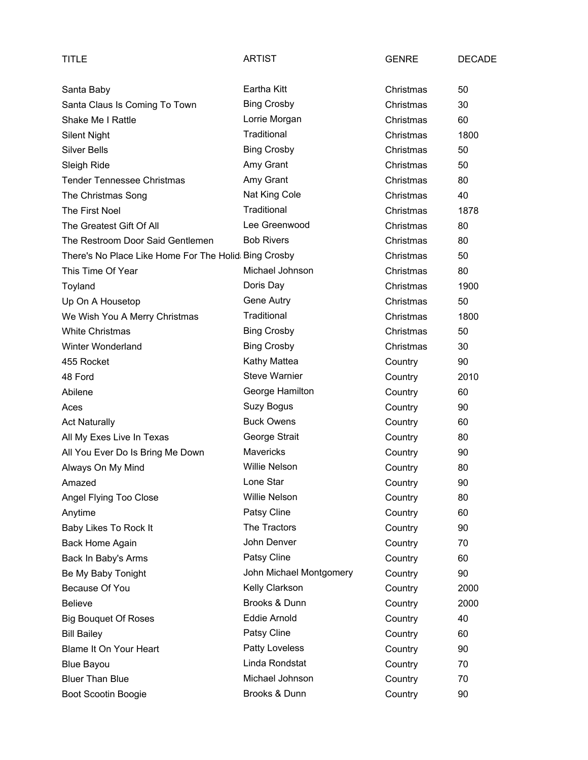| TITLE | ARTIST | GENRE | DECADE |
|---|---|---|---|
| Santa Baby | Eartha Kitt | Christmas | 50 |
| Santa Claus Is Coming To Town | Bing Crosby | Christmas | 30 |
| Shake Me I Rattle | Lorrie Morgan | Christmas | 60 |
| Silent Night | Traditional | Christmas | 1800 |
| Silver Bells | Bing Crosby | Christmas | 50 |
| Sleigh Ride | Amy Grant | Christmas | 50 |
| Tender Tennessee Christmas | Amy Grant | Christmas | 80 |
| The Christmas Song | Nat King Cole | Christmas | 40 |
| The First Noel | Traditional | Christmas | 1878 |
| The Greatest Gift Of All | Lee Greenwood | Christmas | 80 |
| The Restroom Door Said Gentlemen | Bob Rivers | Christmas | 80 |
| There's No Place Like Home For The Holid | Bing Crosby | Christmas | 50 |
| This Time Of Year | Michael Johnson | Christmas | 80 |
| Toyland | Doris Day | Christmas | 1900 |
| Up On A Housetop | Gene Autry | Christmas | 50 |
| We Wish You A Merry Christmas | Traditional | Christmas | 1800 |
| White Christmas | Bing Crosby | Christmas | 50 |
| Winter Wonderland | Bing Crosby | Christmas | 30 |
| 455 Rocket | Kathy Mattea | Country | 90 |
| 48 Ford | Steve Warnier | Country | 2010 |
| Abilene | George Hamilton | Country | 60 |
| Aces | Suzy Bogus | Country | 90 |
| Act Naturally | Buck Owens | Country | 60 |
| All My Exes Live In Texas | George Strait | Country | 80 |
| All You Ever Do Is Bring Me Down | Mavericks | Country | 90 |
| Always On My Mind | Willie Nelson | Country | 80 |
| Amazed | Lone Star | Country | 90 |
| Angel Flying Too Close | Willie Nelson | Country | 80 |
| Anytime | Patsy Cline | Country | 60 |
| Baby Likes To Rock It | The Tractors | Country | 90 |
| Back Home Again | John Denver | Country | 70 |
| Back In Baby's Arms | Patsy Cline | Country | 60 |
| Be My Baby Tonight | John Michael Montgomery | Country | 90 |
| Because Of You | Kelly Clarkson | Country | 2000 |
| Believe | Brooks & Dunn | Country | 2000 |
| Big Bouquet Of Roses | Eddie Arnold | Country | 40 |
| Bill Bailey | Patsy Cline | Country | 60 |
| Blame It On Your Heart | Patty Loveless | Country | 90 |
| Blue Bayou | Linda Rondstat | Country | 70 |
| Bluer Than Blue | Michael Johnson | Country | 70 |
| Boot Scootin Boogie | Brooks & Dunn | Country | 90 |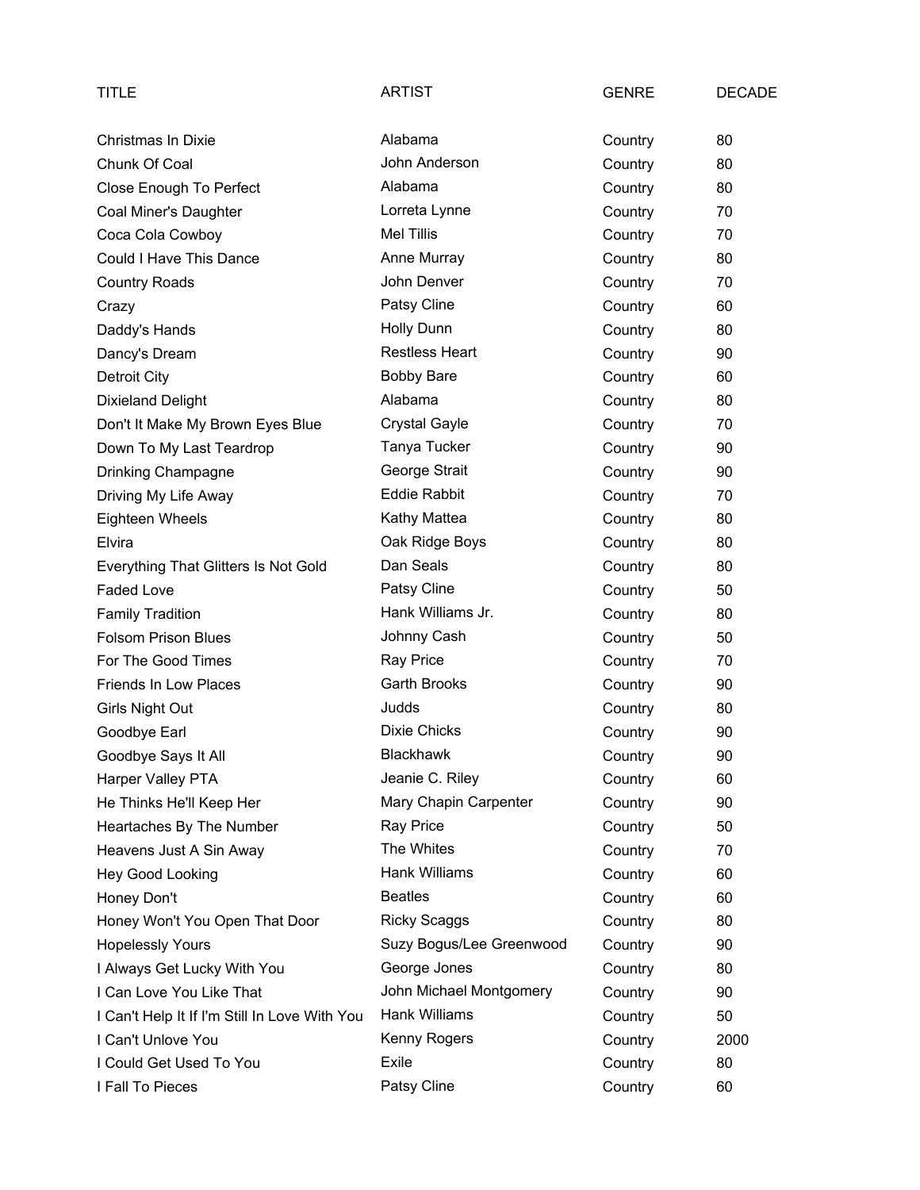| TITLE | ARTIST | GENRE | DECADE |
| --- | --- | --- | --- |
| Christmas In Dixie | Alabama | Country | 80 |
| Chunk Of Coal | John Anderson | Country | 80 |
| Close Enough To Perfect | Alabama | Country | 80 |
| Coal Miner's Daughter | Lorreta Lynne | Country | 70 |
| Coca Cola Cowboy | Mel Tillis | Country | 70 |
| Could I Have This Dance | Anne Murray | Country | 80 |
| Country Roads | John Denver | Country | 70 |
| Crazy | Patsy Cline | Country | 60 |
| Daddy's Hands | Holly Dunn | Country | 80 |
| Dancy's Dream | Restless Heart | Country | 90 |
| Detroit City | Bobby Bare | Country | 60 |
| Dixieland Delight | Alabama | Country | 80 |
| Don't It Make My Brown Eyes Blue | Crystal Gayle | Country | 70 |
| Down To My Last Teardrop | Tanya Tucker | Country | 90 |
| Drinking Champagne | George Strait | Country | 90 |
| Driving My Life Away | Eddie Rabbit | Country | 70 |
| Eighteen Wheels | Kathy Mattea | Country | 80 |
| Elvira | Oak Ridge Boys | Country | 80 |
| Everything That Glitters Is Not Gold | Dan Seals | Country | 80 |
| Faded Love | Patsy Cline | Country | 50 |
| Family Tradition | Hank Williams Jr. | Country | 80 |
| Folsom Prison Blues | Johnny Cash | Country | 50 |
| For The Good Times | Ray Price | Country | 70 |
| Friends In Low Places | Garth Brooks | Country | 90 |
| Girls Night Out | Judds | Country | 80 |
| Goodbye Earl | Dixie Chicks | Country | 90 |
| Goodbye Says It All | Blackhawk | Country | 90 |
| Harper Valley PTA | Jeanie C. Riley | Country | 60 |
| He Thinks He'll Keep Her | Mary Chapin Carpenter | Country | 90 |
| Heartaches By The Number | Ray Price | Country | 50 |
| Heavens Just A Sin Away | The Whites | Country | 70 |
| Hey Good Looking | Hank Williams | Country | 60 |
| Honey Don't | Beatles | Country | 60 |
| Honey Won't You Open That Door | Ricky Scaggs | Country | 80 |
| Hopelessly Yours | Suzy Bogus/Lee Greenwood | Country | 90 |
| I Always Get Lucky With You | George Jones | Country | 80 |
| I Can Love You Like That | John Michael Montgomery | Country | 90 |
| I Can't Help It If I'm Still In Love With You | Hank Williams | Country | 50 |
| I Can't Unlove You | Kenny Rogers | Country | 2000 |
| I Could Get Used To You | Exile | Country | 80 |
| I Fall To Pieces | Patsy Cline | Country | 60 |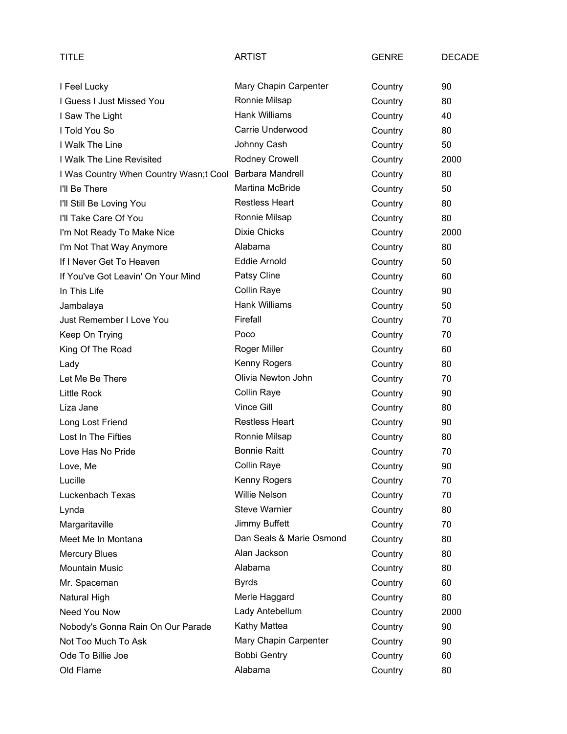| TITLE | ARTIST | GENRE | DECADE |
|---|---|---|---|
| I Feel Lucky | Mary Chapin Carpenter | Country | 90 |
| I Guess I Just Missed You | Ronnie Milsap | Country | 80 |
| I Saw The Light | Hank Williams | Country | 40 |
| I Told You So | Carrie Underwood | Country | 80 |
| I Walk The Line | Johnny Cash | Country | 50 |
| I Walk The Line Revisited | Rodney Crowell | Country | 2000 |
| I Was Country When Country Wasn;t Cool | Barbara Mandrell | Country | 80 |
| I'll Be There | Martina McBride | Country | 50 |
| I'll Still Be Loving You | Restless Heart | Country | 80 |
| I'll Take Care Of You | Ronnie Milsap | Country | 80 |
| I'm Not Ready To Make Nice | Dixie Chicks | Country | 2000 |
| I'm Not That Way Anymore | Alabama | Country | 80 |
| If I Never Get To Heaven | Eddie Arnold | Country | 50 |
| If You've Got Leavin' On Your Mind | Patsy Cline | Country | 60 |
| In This Life | Collin Raye | Country | 90 |
| Jambalaya | Hank Williams | Country | 50 |
| Just Remember I Love You | Firefall | Country | 70 |
| Keep On Trying | Poco | Country | 70 |
| King Of The Road | Roger Miller | Country | 60 |
| Lady | Kenny Rogers | Country | 80 |
| Let Me Be There | Olivia Newton John | Country | 70 |
| Little Rock | Collin Raye | Country | 90 |
| Liza Jane | Vince Gill | Country | 80 |
| Long Lost Friend | Restless Heart | Country | 90 |
| Lost In The Fifties | Ronnie Milsap | Country | 80 |
| Love Has No Pride | Bonnie Raitt | Country | 70 |
| Love, Me | Collin Raye | Country | 90 |
| Lucille | Kenny Rogers | Country | 70 |
| Luckenbach Texas | Willie Nelson | Country | 70 |
| Lynda | Steve Warnier | Country | 80 |
| Margaritaville | Jimmy Buffett | Country | 70 |
| Meet Me In Montana | Dan Seals & Marie Osmond | Country | 80 |
| Mercury Blues | Alan Jackson | Country | 80 |
| Mountain Music | Alabama | Country | 80 |
| Mr. Spaceman | Byrds | Country | 60 |
| Natural High | Merle Haggard | Country | 80 |
| Need You Now | Lady Antebellum | Country | 2000 |
| Nobody's Gonna Rain On Our Parade | Kathy Mattea | Country | 90 |
| Not Too Much To Ask | Mary Chapin Carpenter | Country | 90 |
| Ode To Billie Joe | Bobbi Gentry | Country | 60 |
| Old Flame | Alabama | Country | 80 |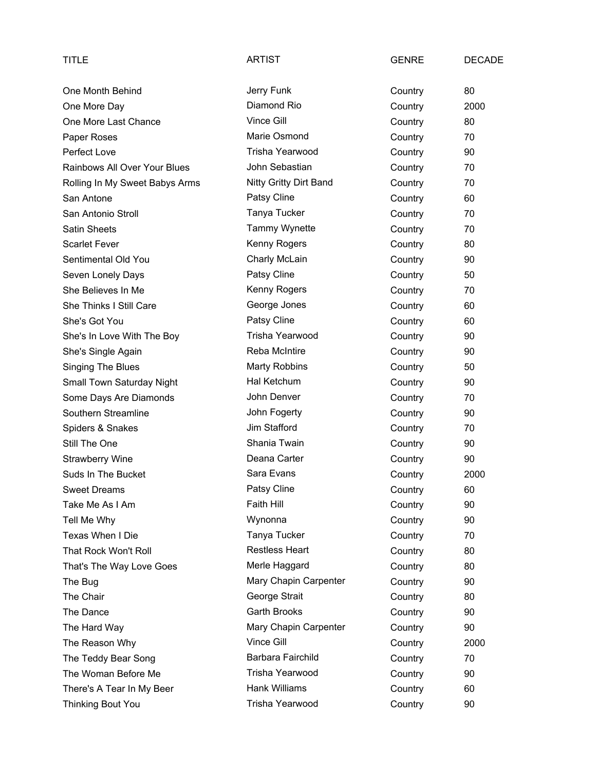| TITLE | ARTIST | GENRE | DECADE |
|---|---|---|---|
| One Month Behind | Jerry Funk | Country | 80 |
| One More Day | Diamond Rio | Country | 2000 |
| One More Last Chance | Vince Gill | Country | 80 |
| Paper Roses | Marie Osmond | Country | 70 |
| Perfect Love | Trisha Yearwood | Country | 90 |
| Rainbows All Over Your Blues | John Sebastian | Country | 70 |
| Rolling In My Sweet Babys Arms | Nitty Gritty Dirt Band | Country | 70 |
| San Antone | Patsy Cline | Country | 60 |
| San Antonio Stroll | Tanya Tucker | Country | 70 |
| Satin Sheets | Tammy Wynette | Country | 70 |
| Scarlet Fever | Kenny Rogers | Country | 80 |
| Sentimental Old You | Charly McLain | Country | 90 |
| Seven Lonely Days | Patsy Cline | Country | 50 |
| She Believes In Me | Kenny Rogers | Country | 70 |
| She Thinks I Still Care | George Jones | Country | 60 |
| She's Got You | Patsy Cline | Country | 60 |
| She's In Love With The Boy | Trisha Yearwood | Country | 90 |
| She's Single Again | Reba McIntire | Country | 90 |
| Singing The Blues | Marty Robbins | Country | 50 |
| Small Town Saturday Night | Hal Ketchum | Country | 90 |
| Some Days Are Diamonds | John Denver | Country | 70 |
| Southern Streamline | John Fogerty | Country | 90 |
| Spiders & Snakes | Jim Stafford | Country | 70 |
| Still The One | Shania Twain | Country | 90 |
| Strawberry Wine | Deana Carter | Country | 90 |
| Suds In The Bucket | Sara Evans | Country | 2000 |
| Sweet Dreams | Patsy Cline | Country | 60 |
| Take Me As I Am | Faith Hill | Country | 90 |
| Tell Me Why | Wynonna | Country | 90 |
| Texas When I Die | Tanya Tucker | Country | 70 |
| That Rock Won't Roll | Restless Heart | Country | 80 |
| That's The Way Love Goes | Merle Haggard | Country | 80 |
| The Bug | Mary Chapin Carpenter | Country | 90 |
| The Chair | George Strait | Country | 80 |
| The Dance | Garth Brooks | Country | 90 |
| The Hard Way | Mary Chapin Carpenter | Country | 90 |
| The Reason Why | Vince Gill | Country | 2000 |
| The Teddy Bear Song | Barbara Fairchild | Country | 70 |
| The Woman Before Me | Trisha Yearwood | Country | 90 |
| There's A Tear In My Beer | Hank Williams | Country | 60 |
| Thinking Bout You | Trisha Yearwood | Country | 90 |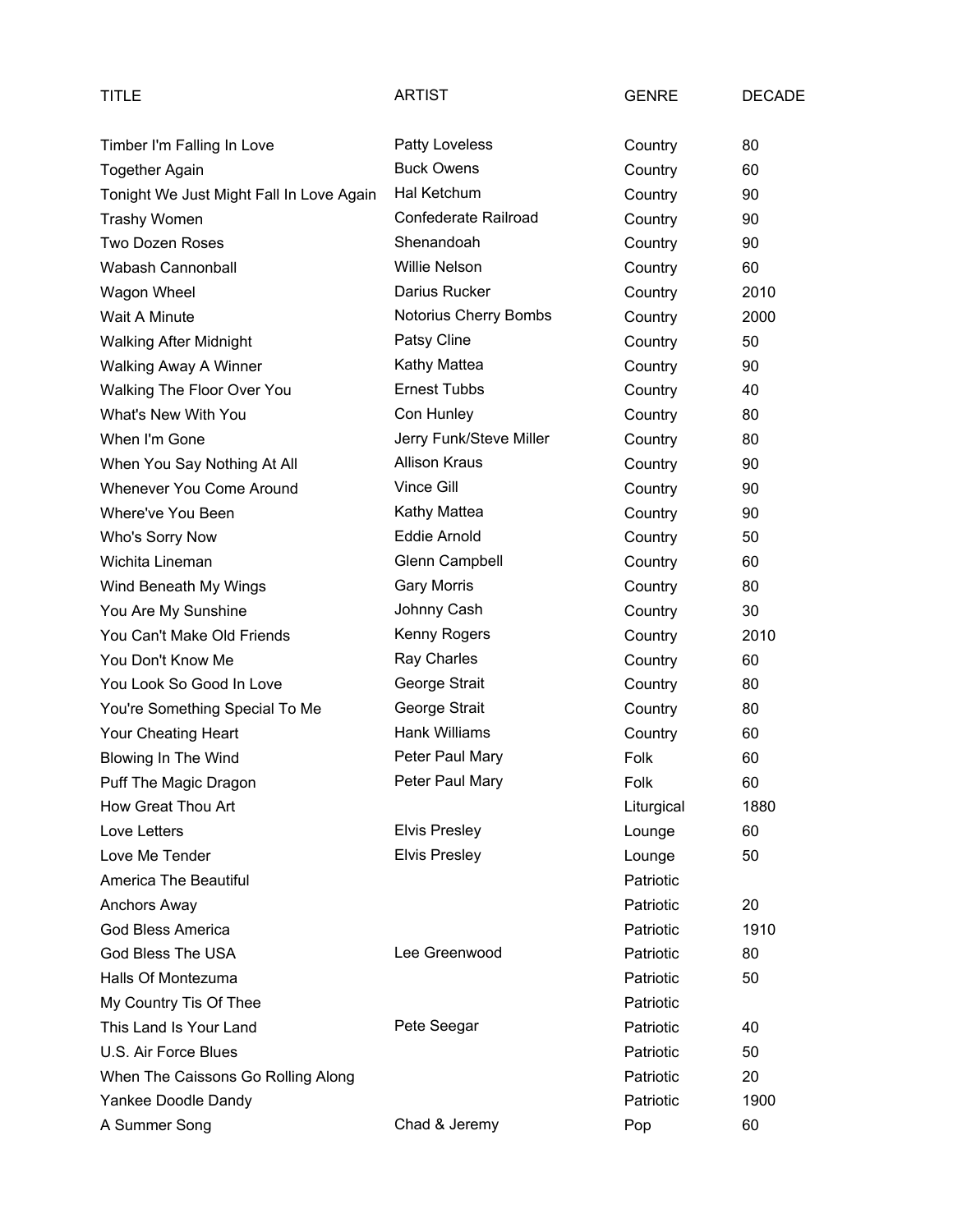| TITLE | ARTIST | GENRE | DECADE |
|---|---|---|---|
| Timber I'm Falling In Love | Patty Loveless | Country | 80 |
| Together Again | Buck Owens | Country | 60 |
| Tonight We Just Might Fall In Love Again | Hal Ketchum | Country | 90 |
| Trashy Women | Confederate Railroad | Country | 90 |
| Two Dozen Roses | Shenandoah | Country | 90 |
| Wabash Cannonball | Willie Nelson | Country | 60 |
| Wagon Wheel | Darius Rucker | Country | 2010 |
| Wait A Minute | Notorius Cherry Bombs | Country | 2000 |
| Walking After Midnight | Patsy Cline | Country | 50 |
| Walking Away A Winner | Kathy Mattea | Country | 90 |
| Walking The Floor Over You | Ernest Tubbs | Country | 40 |
| What's New With You | Con Hunley | Country | 80 |
| When I'm Gone | Jerry Funk/Steve Miller | Country | 80 |
| When You Say Nothing At All | Allison Kraus | Country | 90 |
| Whenever You Come Around | Vince Gill | Country | 90 |
| Where've You Been | Kathy Mattea | Country | 90 |
| Who's Sorry Now | Eddie Arnold | Country | 50 |
| Wichita Lineman | Glenn Campbell | Country | 60 |
| Wind Beneath My Wings | Gary Morris | Country | 80 |
| You Are My Sunshine | Johnny Cash | Country | 30 |
| You Can't Make Old Friends | Kenny Rogers | Country | 2010 |
| You Don't Know Me | Ray Charles | Country | 60 |
| You Look So Good In Love | George Strait | Country | 80 |
| You're Something Special To Me | George Strait | Country | 80 |
| Your Cheating Heart | Hank Williams | Country | 60 |
| Blowing In The Wind | Peter Paul Mary | Folk | 60 |
| Puff The Magic Dragon | Peter Paul Mary | Folk | 60 |
| How Great Thou Art | | Liturgical | 1880 |
| Love Letters | Elvis Presley | Lounge | 60 |
| Love Me Tender | Elvis Presley | Lounge | 50 |
| America The Beautiful | | Patriotic | |
| Anchors Away | | Patriotic | 20 |
| God Bless America | | Patriotic | 1910 |
| God Bless The USA | Lee Greenwood | Patriotic | 80 |
| Halls Of Montezuma | | Patriotic | 50 |
| My Country Tis Of Thee | | Patriotic | |
| This Land Is Your Land | Pete Seegar | Patriotic | 40 |
| U.S. Air Force Blues | | Patriotic | 50 |
| When The Caissons Go Rolling Along | | Patriotic | 20 |
| Yankee Doodle Dandy | | Patriotic | 1900 |
| A Summer Song | Chad & Jeremy | Pop | 60 |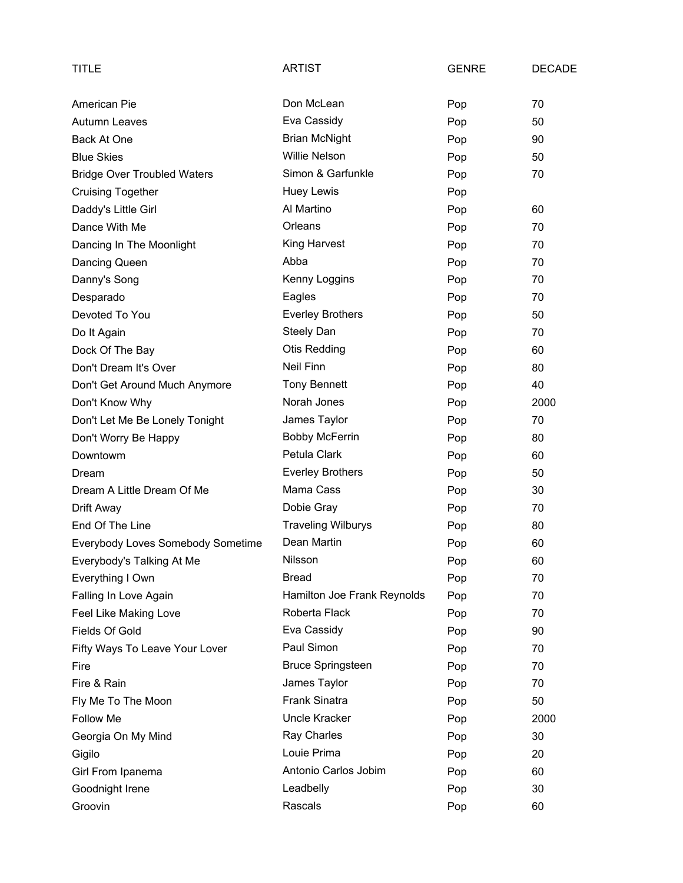| TITLE | ARTIST | GENRE | DECADE |
|---|---|---|---|
| American Pie | Don McLean | Pop | 70 |
| Autumn Leaves | Eva Cassidy | Pop | 50 |
| Back At One | Brian McNight | Pop | 90 |
| Blue Skies | Willie Nelson | Pop | 50 |
| Bridge Over Troubled Waters | Simon & Garfunkle | Pop | 70 |
| Cruising Together | Huey Lewis | Pop | |
| Daddy's Little Girl | Al Martino | Pop | 60 |
| Dance With Me | Orleans | Pop | 70 |
| Dancing In The Moonlight | King Harvest | Pop | 70 |
| Dancing Queen | Abba | Pop | 70 |
| Danny's Song | Kenny Loggins | Pop | 70 |
| Desparado | Eagles | Pop | 70 |
| Devoted To You | Everley Brothers | Pop | 50 |
| Do It Again | Steely Dan | Pop | 70 |
| Dock Of The Bay | Otis Redding | Pop | 60 |
| Don't Dream It's Over | Neil Finn | Pop | 80 |
| Don't Get Around Much Anymore | Tony Bennett | Pop | 40 |
| Don't Know Why | Norah Jones | Pop | 2000 |
| Don't Let Me Be Lonely Tonight | James Taylor | Pop | 70 |
| Don't Worry Be Happy | Bobby McFerrin | Pop | 80 |
| Downtowm | Petula Clark | Pop | 60 |
| Dream | Everley Brothers | Pop | 50 |
| Dream A Little Dream Of Me | Mama Cass | Pop | 30 |
| Drift Away | Dobie Gray | Pop | 70 |
| End Of The Line | Traveling Wilburys | Pop | 80 |
| Everybody Loves Somebody Sometime | Dean Martin | Pop | 60 |
| Everybody's Talking At Me | Nilsson | Pop | 60 |
| Everything I Own | Bread | Pop | 70 |
| Falling In Love Again | Hamilton Joe Frank Reynolds | Pop | 70 |
| Feel Like Making Love | Roberta Flack | Pop | 70 |
| Fields Of Gold | Eva Cassidy | Pop | 90 |
| Fifty Ways To Leave Your Lover | Paul Simon | Pop | 70 |
| Fire | Bruce Springsteen | Pop | 70 |
| Fire & Rain | James Taylor | Pop | 70 |
| Fly Me To The Moon | Frank Sinatra | Pop | 50 |
| Follow Me | Uncle Kracker | Pop | 2000 |
| Georgia On My Mind | Ray Charles | Pop | 30 |
| Gigilo | Louie Prima | Pop | 20 |
| Girl From Ipanema | Antonio Carlos Jobim | Pop | 60 |
| Goodnight Irene | Leadbelly | Pop | 30 |
| Groovin | Rascals | Pop | 60 |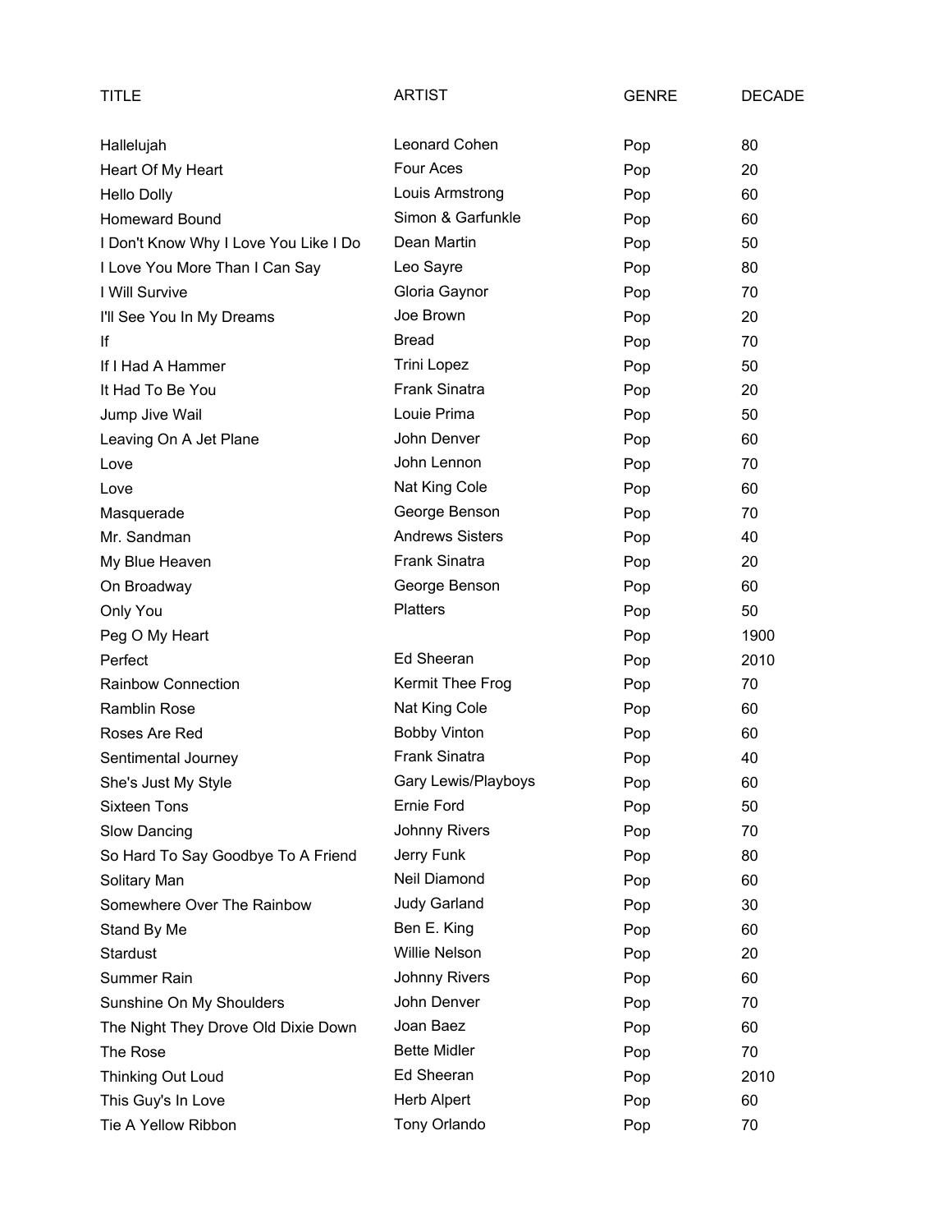| TITLE | ARTIST | GENRE | DECADE |
|---|---|---|---|
| Hallelujah | Leonard Cohen | Pop | 80 |
| Heart Of My Heart | Four Aces | Pop | 20 |
| Hello Dolly | Louis Armstrong | Pop | 60 |
| Homeward Bound | Simon & Garfunkle | Pop | 60 |
| I Don't Know Why I Love You Like I Do | Dean Martin | Pop | 50 |
| I Love You More Than I Can Say | Leo Sayre | Pop | 80 |
| I Will Survive | Gloria Gaynor | Pop | 70 |
| I'll See You In My Dreams | Joe Brown | Pop | 20 |
| If | Bread | Pop | 70 |
| If I Had A Hammer | Trini Lopez | Pop | 50 |
| It Had To Be You | Frank Sinatra | Pop | 20 |
| Jump Jive Wail | Louie Prima | Pop | 50 |
| Leaving On A Jet Plane | John Denver | Pop | 60 |
| Love | John Lennon | Pop | 70 |
| Love | Nat King Cole | Pop | 60 |
| Masquerade | George Benson | Pop | 70 |
| Mr. Sandman | Andrews Sisters | Pop | 40 |
| My Blue Heaven | Frank Sinatra | Pop | 20 |
| On Broadway | George Benson | Pop | 60 |
| Only You | Platters | Pop | 50 |
| Peg O My Heart | | Pop | 1900 |
| Perfect | Ed Sheeran | Pop | 2010 |
| Rainbow Connection | Kermit Thee Frog | Pop | 70 |
| Ramblin Rose | Nat King Cole | Pop | 60 |
| Roses Are Red | Bobby Vinton | Pop | 60 |
| Sentimental Journey | Frank Sinatra | Pop | 40 |
| She's Just My Style | Gary Lewis/Playboys | Pop | 60 |
| Sixteen Tons | Ernie Ford | Pop | 50 |
| Slow Dancing | Johnny Rivers | Pop | 70 |
| So Hard To Say Goodbye To A Friend | Jerry Funk | Pop | 80 |
| Solitary Man | Neil Diamond | Pop | 60 |
| Somewhere Over The Rainbow | Judy Garland | Pop | 30 |
| Stand By Me | Ben E. King | Pop | 60 |
| Stardust | Willie Nelson | Pop | 20 |
| Summer Rain | Johnny Rivers | Pop | 60 |
| Sunshine On My Shoulders | John Denver | Pop | 70 |
| The Night They Drove Old Dixie Down | Joan Baez | Pop | 60 |
| The Rose | Bette Midler | Pop | 70 |
| Thinking Out Loud | Ed Sheeran | Pop | 2010 |
| This Guy's In Love | Herb Alpert | Pop | 60 |
| Tie A Yellow Ribbon | Tony Orlando | Pop | 70 |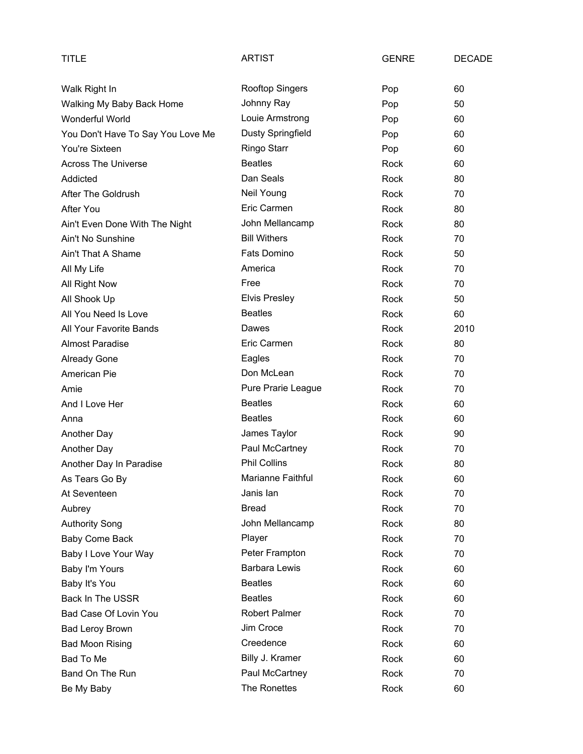| TITLE | ARTIST | GENRE | DECADE |
|---|---|---|---|
| Walk Right In | Rooftop Singers | Pop | 60 |
| Walking My Baby Back Home | Johnny Ray | Pop | 50 |
| Wonderful World | Louie Armstrong | Pop | 60 |
| You Don't Have To Say You Love Me | Dusty Springfield | Pop | 60 |
| You're Sixteen | Ringo Starr | Pop | 60 |
| Across The Universe | Beatles | Rock | 60 |
| Addicted | Dan Seals | Rock | 80 |
| After The Goldrush | Neil Young | Rock | 70 |
| After You | Eric Carmen | Rock | 80 |
| Ain't Even Done With The Night | John Mellancamp | Rock | 80 |
| Ain't No Sunshine | Bill Withers | Rock | 70 |
| Ain't That A Shame | Fats Domino | Rock | 50 |
| All My Life | America | Rock | 70 |
| All Right Now | Free | Rock | 70 |
| All Shook Up | Elvis Presley | Rock | 50 |
| All You Need Is Love | Beatles | Rock | 60 |
| All Your Favorite Bands | Dawes | Rock | 2010 |
| Almost Paradise | Eric Carmen | Rock | 80 |
| Already Gone | Eagles | Rock | 70 |
| American Pie | Don McLean | Rock | 70 |
| Amie | Pure Prarie League | Rock | 70 |
| And I Love Her | Beatles | Rock | 60 |
| Anna | Beatles | Rock | 60 |
| Another Day | James Taylor | Rock | 90 |
| Another Day | Paul McCartney | Rock | 70 |
| Another Day In Paradise | Phil Collins | Rock | 80 |
| As Tears Go By | Marianne Faithful | Rock | 60 |
| At Seventeen | Janis Ian | Rock | 70 |
| Aubrey | Bread | Rock | 70 |
| Authority Song | John Mellancamp | Rock | 80 |
| Baby Come Back | Player | Rock | 70 |
| Baby I Love Your Way | Peter Frampton | Rock | 70 |
| Baby I'm Yours | Barbara Lewis | Rock | 60 |
| Baby It's You | Beatles | Rock | 60 |
| Back In The USSR | Beatles | Rock | 60 |
| Bad Case Of Lovin You | Robert Palmer | Rock | 70 |
| Bad Leroy Brown | Jim Croce | Rock | 70 |
| Bad Moon Rising | Creedence | Rock | 60 |
| Bad To Me | Billy J. Kramer | Rock | 60 |
| Band On The Run | Paul McCartney | Rock | 70 |
| Be My Baby | The Ronettes | Rock | 60 |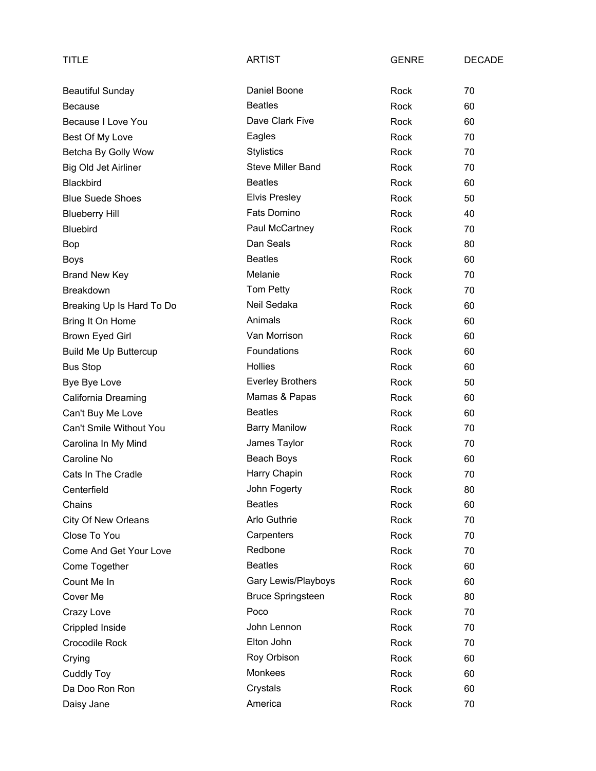| TITLE | ARTIST | GENRE | DECADE |
|---|---|---|---|
| Beautiful Sunday | Daniel Boone | Rock | 70 |
| Because | Beatles | Rock | 60 |
| Because I Love You | Dave Clark Five | Rock | 60 |
| Best Of My Love | Eagles | Rock | 70 |
| Betcha By Golly Wow | Stylistics | Rock | 70 |
| Big Old Jet Airliner | Steve Miller Band | Rock | 70 |
| Blackbird | Beatles | Rock | 60 |
| Blue Suede Shoes | Elvis Presley | Rock | 50 |
| Blueberry Hill | Fats Domino | Rock | 40 |
| Bluebird | Paul McCartney | Rock | 70 |
| Bop | Dan Seals | Rock | 80 |
| Boys | Beatles | Rock | 60 |
| Brand New Key | Melanie | Rock | 70 |
| Breakdown | Tom Petty | Rock | 70 |
| Breaking Up Is Hard To Do | Neil Sedaka | Rock | 60 |
| Bring It On Home | Animals | Rock | 60 |
| Brown Eyed Girl | Van Morrison | Rock | 60 |
| Build Me Up Buttercup | Foundations | Rock | 60 |
| Bus Stop | Hollies | Rock | 60 |
| Bye Bye Love | Everley Brothers | Rock | 50 |
| California Dreaming | Mamas & Papas | Rock | 60 |
| Can't Buy Me Love | Beatles | Rock | 60 |
| Can't Smile Without You | Barry Manilow | Rock | 70 |
| Carolina In My Mind | James Taylor | Rock | 70 |
| Caroline No | Beach Boys | Rock | 60 |
| Cats In The Cradle | Harry Chapin | Rock | 70 |
| Centerfield | John Fogerty | Rock | 80 |
| Chains | Beatles | Rock | 60 |
| City Of New Orleans | Arlo Guthrie | Rock | 70 |
| Close To You | Carpenters | Rock | 70 |
| Come And Get Your Love | Redbone | Rock | 70 |
| Come Together | Beatles | Rock | 60 |
| Count Me In | Gary Lewis/Playboys | Rock | 60 |
| Cover Me | Bruce Springsteen | Rock | 80 |
| Crazy Love | Poco | Rock | 70 |
| Crippled Inside | John Lennon | Rock | 70 |
| Crocodile Rock | Elton John | Rock | 70 |
| Crying | Roy Orbison | Rock | 60 |
| Cuddly Toy | Monkees | Rock | 60 |
| Da Doo Ron Ron | Crystals | Rock | 60 |
| Daisy Jane | America | Rock | 70 |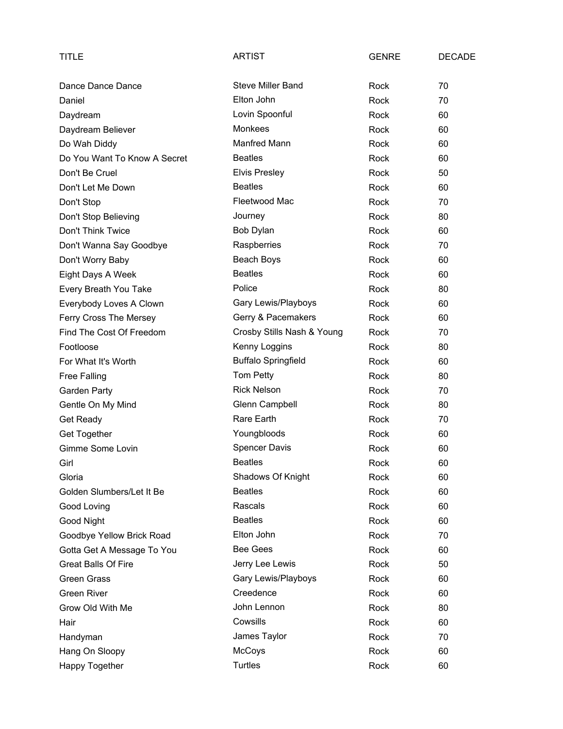| TITLE | ARTIST | GENRE | DECADE |
|---|---|---|---|
| Dance Dance Dance | Steve Miller Band | Rock | 70 |
| Daniel | Elton John | Rock | 70 |
| Daydream | Lovin Spoonful | Rock | 60 |
| Daydream Believer | Monkees | Rock | 60 |
| Do Wah Diddy | Manfred Mann | Rock | 60 |
| Do You Want To Know A Secret | Beatles | Rock | 60 |
| Don't Be Cruel | Elvis Presley | Rock | 50 |
| Don't Let Me Down | Beatles | Rock | 60 |
| Don't Stop | Fleetwood Mac | Rock | 70 |
| Don't Stop Believing | Journey | Rock | 80 |
| Don't Think Twice | Bob Dylan | Rock | 60 |
| Don't Wanna Say Goodbye | Raspberries | Rock | 70 |
| Don't Worry Baby | Beach Boys | Rock | 60 |
| Eight Days A Week | Beatles | Rock | 60 |
| Every Breath You Take | Police | Rock | 80 |
| Everybody Loves A Clown | Gary Lewis/Playboys | Rock | 60 |
| Ferry Cross The Mersey | Gerry & Pacemakers | Rock | 60 |
| Find The Cost Of Freedom | Crosby Stills Nash & Young | Rock | 70 |
| Footloose | Kenny Loggins | Rock | 80 |
| For What It's Worth | Buffalo Springfield | Rock | 60 |
| Free Falling | Tom Petty | Rock | 80 |
| Garden Party | Rick Nelson | Rock | 70 |
| Gentle On My Mind | Glenn Campbell | Rock | 80 |
| Get Ready | Rare Earth | Rock | 70 |
| Get Together | Youngbloods | Rock | 60 |
| Gimme Some Lovin | Spencer Davis | Rock | 60 |
| Girl | Beatles | Rock | 60 |
| Gloria | Shadows Of Knight | Rock | 60 |
| Golden Slumbers/Let It Be | Beatles | Rock | 60 |
| Good Loving | Rascals | Rock | 60 |
| Good Night | Beatles | Rock | 60 |
| Goodbye Yellow Brick Road | Elton John | Rock | 70 |
| Gotta Get A Message To You | Bee Gees | Rock | 60 |
| Great Balls Of Fire | Jerry Lee Lewis | Rock | 50 |
| Green Grass | Gary Lewis/Playboys | Rock | 60 |
| Green River | Creedence | Rock | 60 |
| Grow Old With Me | John Lennon | Rock | 80 |
| Hair | Cowsills | Rock | 60 |
| Handyman | James Taylor | Rock | 70 |
| Hang On Sloopy | McCoys | Rock | 60 |
| Happy Together | Turtles | Rock | 60 |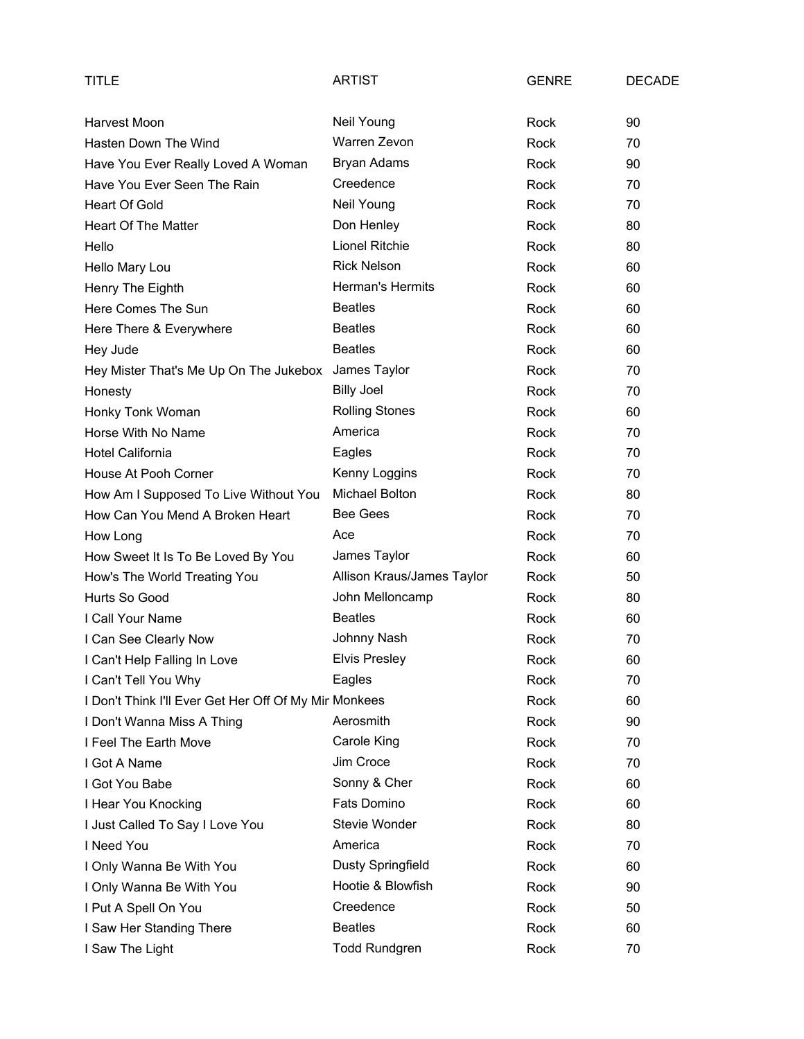| TITLE | ARTIST | GENRE | DECADE |
|---|---|---|---|
| Harvest Moon | Neil Young | Rock | 90 |
| Hasten Down The Wind | Warren Zevon | Rock | 70 |
| Have You Ever Really Loved A Woman | Bryan Adams | Rock | 90 |
| Have You Ever Seen The Rain | Creedence | Rock | 70 |
| Heart Of Gold | Neil Young | Rock | 70 |
| Heart Of The Matter | Don Henley | Rock | 80 |
| Hello | Lionel Ritchie | Rock | 80 |
| Hello Mary Lou | Rick Nelson | Rock | 60 |
| Henry The Eighth | Herman's Hermits | Rock | 60 |
| Here Comes The Sun | Beatles | Rock | 60 |
| Here There & Everywhere | Beatles | Rock | 60 |
| Hey Jude | Beatles | Rock | 60 |
| Hey Mister That's Me Up On The Jukebox | James Taylor | Rock | 70 |
| Honesty | Billy Joel | Rock | 70 |
| Honky Tonk Woman | Rolling Stones | Rock | 60 |
| Horse With No Name | America | Rock | 70 |
| Hotel California | Eagles | Rock | 70 |
| House At Pooh Corner | Kenny Loggins | Rock | 70 |
| How Am I Supposed To Live Without You | Michael Bolton | Rock | 80 |
| How Can You Mend A Broken Heart | Bee Gees | Rock | 70 |
| How Long | Ace | Rock | 70 |
| How Sweet It Is To Be Loved By You | James Taylor | Rock | 60 |
| How's The World Treating You | Allison Kraus/James Taylor | Rock | 50 |
| Hurts So Good | John Melloncamp | Rock | 80 |
| I Call Your Name | Beatles | Rock | 60 |
| I Can See Clearly Now | Johnny Nash | Rock | 70 |
| I Can't Help Falling In Love | Elvis Presley | Rock | 60 |
| I Can't Tell You Why | Eagles | Rock | 70 |
| I Don't Think I'll Ever Get Her Off Of My Mir | Monkees | Rock | 60 |
| I Don't Wanna Miss A Thing | Aerosmith | Rock | 90 |
| I Feel The Earth Move | Carole King | Rock | 70 |
| I Got A Name | Jim Croce | Rock | 70 |
| I Got You Babe | Sonny & Cher | Rock | 60 |
| I Hear You Knocking | Fats Domino | Rock | 60 |
| I Just Called To Say I Love You | Stevie Wonder | Rock | 80 |
| I Need You | America | Rock | 70 |
| I Only Wanna Be With You | Dusty Springfield | Rock | 60 |
| I Only Wanna Be With You | Hootie & Blowfish | Rock | 90 |
| I Put A Spell On You | Creedence | Rock | 50 |
| I Saw Her Standing There | Beatles | Rock | 60 |
| I Saw The Light | Todd Rundgren | Rock | 70 |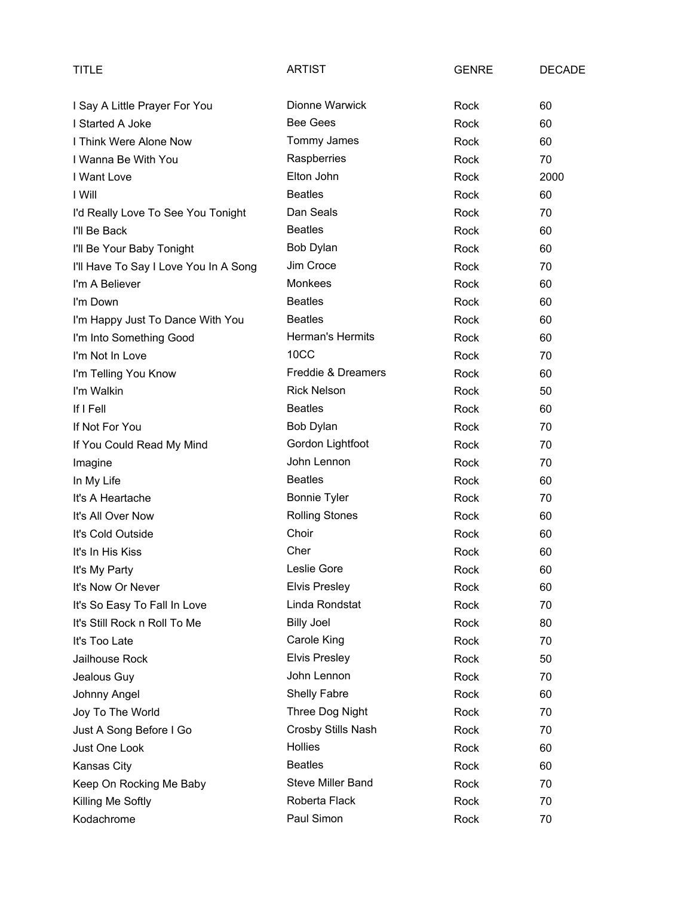| TITLE | ARTIST | GENRE | DECADE |
|---|---|---|---|
| I Say A Little Prayer For You | Dionne Warwick | Rock | 60 |
| I Started A Joke | Bee Gees | Rock | 60 |
| I Think Were Alone Now | Tommy James | Rock | 60 |
| I Wanna Be With You | Raspberries | Rock | 70 |
| I Want Love | Elton John | Rock | 2000 |
| I Will | Beatles | Rock | 60 |
| I'd Really Love To See You Tonight | Dan Seals | Rock | 70 |
| I'll Be Back | Beatles | Rock | 60 |
| I'll Be Your Baby Tonight | Bob Dylan | Rock | 60 |
| I'll Have To Say I Love You In A Song | Jim Croce | Rock | 70 |
| I'm A Believer | Monkees | Rock | 60 |
| I'm Down | Beatles | Rock | 60 |
| I'm Happy Just To Dance With You | Beatles | Rock | 60 |
| I'm Into Something Good | Herman's Hermits | Rock | 60 |
| I'm Not In Love | 10CC | Rock | 70 |
| I'm Telling You Know | Freddie & Dreamers | Rock | 60 |
| I'm Walkin | Rick Nelson | Rock | 50 |
| If I Fell | Beatles | Rock | 60 |
| If Not For You | Bob Dylan | Rock | 70 |
| If You Could Read My Mind | Gordon Lightfoot | Rock | 70 |
| Imagine | John Lennon | Rock | 70 |
| In My Life | Beatles | Rock | 60 |
| It's A Heartache | Bonnie Tyler | Rock | 70 |
| It's All Over Now | Rolling Stones | Rock | 60 |
| It's Cold Outside | Choir | Rock | 60 |
| It's In His Kiss | Cher | Rock | 60 |
| It's My Party | Leslie Gore | Rock | 60 |
| It's Now Or Never | Elvis Presley | Rock | 60 |
| It's So Easy To Fall In Love | Linda Rondstat | Rock | 70 |
| It's Still Rock n Roll To Me | Billy Joel | Rock | 80 |
| It's Too Late | Carole King | Rock | 70 |
| Jailhouse Rock | Elvis Presley | Rock | 50 |
| Jealous Guy | John Lennon | Rock | 70 |
| Johnny Angel | Shelly Fabre | Rock | 60 |
| Joy To The World | Three Dog Night | Rock | 70 |
| Just A Song Before I Go | Crosby Stills Nash | Rock | 70 |
| Just One Look | Hollies | Rock | 60 |
| Kansas City | Beatles | Rock | 60 |
| Keep On Rocking Me Baby | Steve Miller Band | Rock | 70 |
| Killing Me Softly | Roberta Flack | Rock | 70 |
| Kodachrome | Paul Simon | Rock | 70 |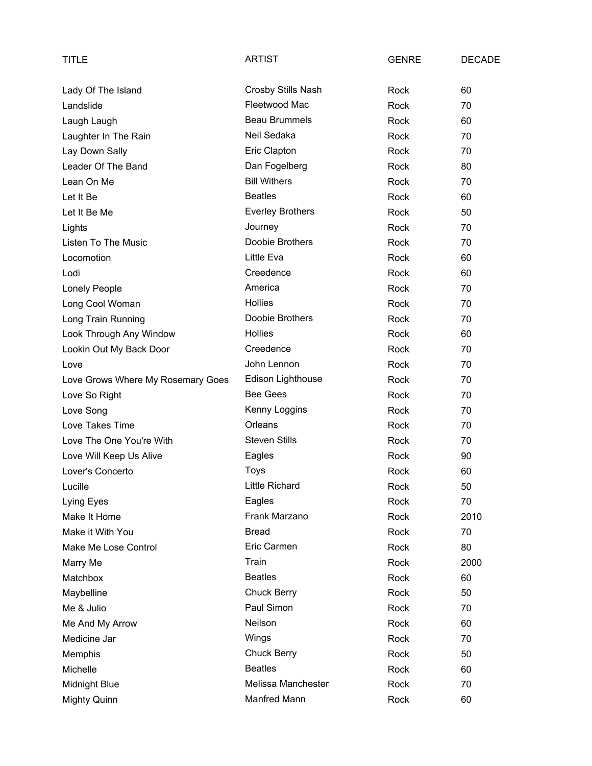| TITLE | ARTIST | GENRE | DECADE |
|---|---|---|---|
| Lady Of The Island | Crosby Stills Nash | Rock | 60 |
| Landslide | Fleetwood Mac | Rock | 70 |
| Laugh Laugh | Beau Brummels | Rock | 60 |
| Laughter In The Rain | Neil Sedaka | Rock | 70 |
| Lay Down Sally | Eric Clapton | Rock | 70 |
| Leader Of The Band | Dan Fogelberg | Rock | 80 |
| Lean On Me | Bill Withers | Rock | 70 |
| Let It Be | Beatles | Rock | 60 |
| Let It Be Me | Everley Brothers | Rock | 50 |
| Lights | Journey | Rock | 70 |
| Listen To The Music | Doobie Brothers | Rock | 70 |
| Locomotion | Little Eva | Rock | 60 |
| Lodi | Creedence | Rock | 60 |
| Lonely People | America | Rock | 70 |
| Long Cool Woman | Hollies | Rock | 70 |
| Long Train Running | Doobie Brothers | Rock | 70 |
| Look Through Any Window | Hollies | Rock | 60 |
| Lookin Out My Back Door | Creedence | Rock | 70 |
| Love | John Lennon | Rock | 70 |
| Love Grows Where My Rosemary Goes | Edison Lighthouse | Rock | 70 |
| Love So Right | Bee Gees | Rock | 70 |
| Love Song | Kenny Loggins | Rock | 70 |
| Love Takes Time | Orleans | Rock | 70 |
| Love The One You're With | Steven Stills | Rock | 70 |
| Love Will Keep Us Alive | Eagles | Rock | 90 |
| Lover's Concerto | Toys | Rock | 60 |
| Lucille | Little Richard | Rock | 50 |
| Lying Eyes | Eagles | Rock | 70 |
| Make It Home | Frank Marzano | Rock | 2010 |
| Make it With You | Bread | Rock | 70 |
| Make Me Lose Control | Eric Carmen | Rock | 80 |
| Marry Me | Train | Rock | 2000 |
| Matchbox | Beatles | Rock | 60 |
| Maybelline | Chuck Berry | Rock | 50 |
| Me & Julio | Paul Simon | Rock | 70 |
| Me And My Arrow | Neilson | Rock | 60 |
| Medicine Jar | Wings | Rock | 70 |
| Memphis | Chuck Berry | Rock | 50 |
| Michelle | Beatles | Rock | 60 |
| Midnight Blue | Melissa Manchester | Rock | 70 |
| Mighty Quinn | Manfred Mann | Rock | 60 |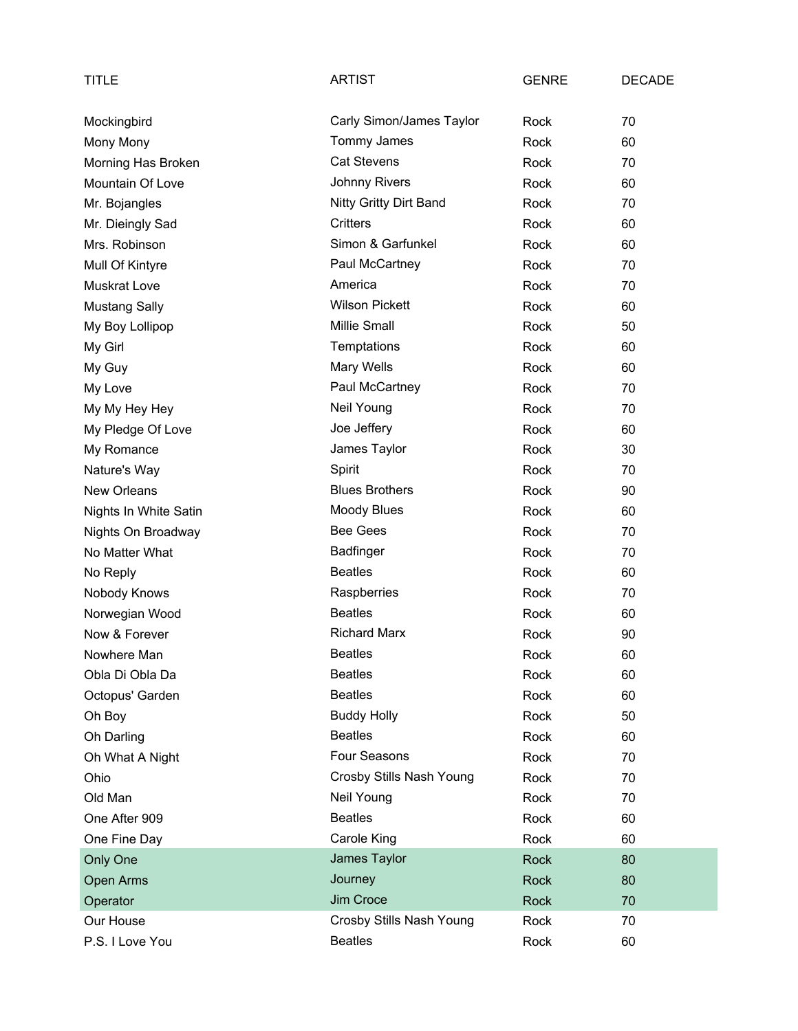| TITLE | ARTIST | GENRE | DECADE |
| --- | --- | --- | --- |
| Mockingbird | Carly Simon/James Taylor | Rock | 70 |
| Mony Mony | Tommy James | Rock | 60 |
| Morning Has Broken | Cat Stevens | Rock | 70 |
| Mountain Of Love | Johnny Rivers | Rock | 60 |
| Mr. Bojangles | Nitty Gritty Dirt Band | Rock | 70 |
| Mr. Dieingly Sad | Critters | Rock | 60 |
| Mrs. Robinson | Simon & Garfunkel | Rock | 60 |
| Mull Of Kintyre | Paul McCartney | Rock | 70 |
| Muskrat Love | America | Rock | 70 |
| Mustang Sally | Wilson Pickett | Rock | 60 |
| My Boy Lollipop | Millie Small | Rock | 50 |
| My Girl | Temptations | Rock | 60 |
| My Guy | Mary Wells | Rock | 60 |
| My Love | Paul McCartney | Rock | 70 |
| My My Hey Hey | Neil Young | Rock | 70 |
| My Pledge Of Love | Joe Jeffery | Rock | 60 |
| My Romance | James Taylor | Rock | 30 |
| Nature's Way | Spirit | Rock | 70 |
| New Orleans | Blues Brothers | Rock | 90 |
| Nights In White Satin | Moody Blues | Rock | 60 |
| Nights On Broadway | Bee Gees | Rock | 70 |
| No Matter What | Badfinger | Rock | 70 |
| No Reply | Beatles | Rock | 60 |
| Nobody Knows | Raspberries | Rock | 70 |
| Norwegian Wood | Beatles | Rock | 60 |
| Now & Forever | Richard Marx | Rock | 90 |
| Nowhere Man | Beatles | Rock | 60 |
| Obla Di Obla Da | Beatles | Rock | 60 |
| Octopus' Garden | Beatles | Rock | 60 |
| Oh Boy | Buddy Holly | Rock | 50 |
| Oh Darling | Beatles | Rock | 60 |
| Oh What A Night | Four Seasons | Rock | 70 |
| Ohio | Crosby Stills Nash Young | Rock | 70 |
| Old Man | Neil Young | Rock | 70 |
| One After 909 | Beatles | Rock | 60 |
| One Fine Day | Carole King | Rock | 60 |
| Only One | James Taylor | Rock | 80 |
| Open Arms | Journey | Rock | 80 |
| Operator | Jim Croce | Rock | 70 |
| Our House | Crosby Stills Nash Young | Rock | 70 |
| P.S. I Love You | Beatles | Rock | 60 |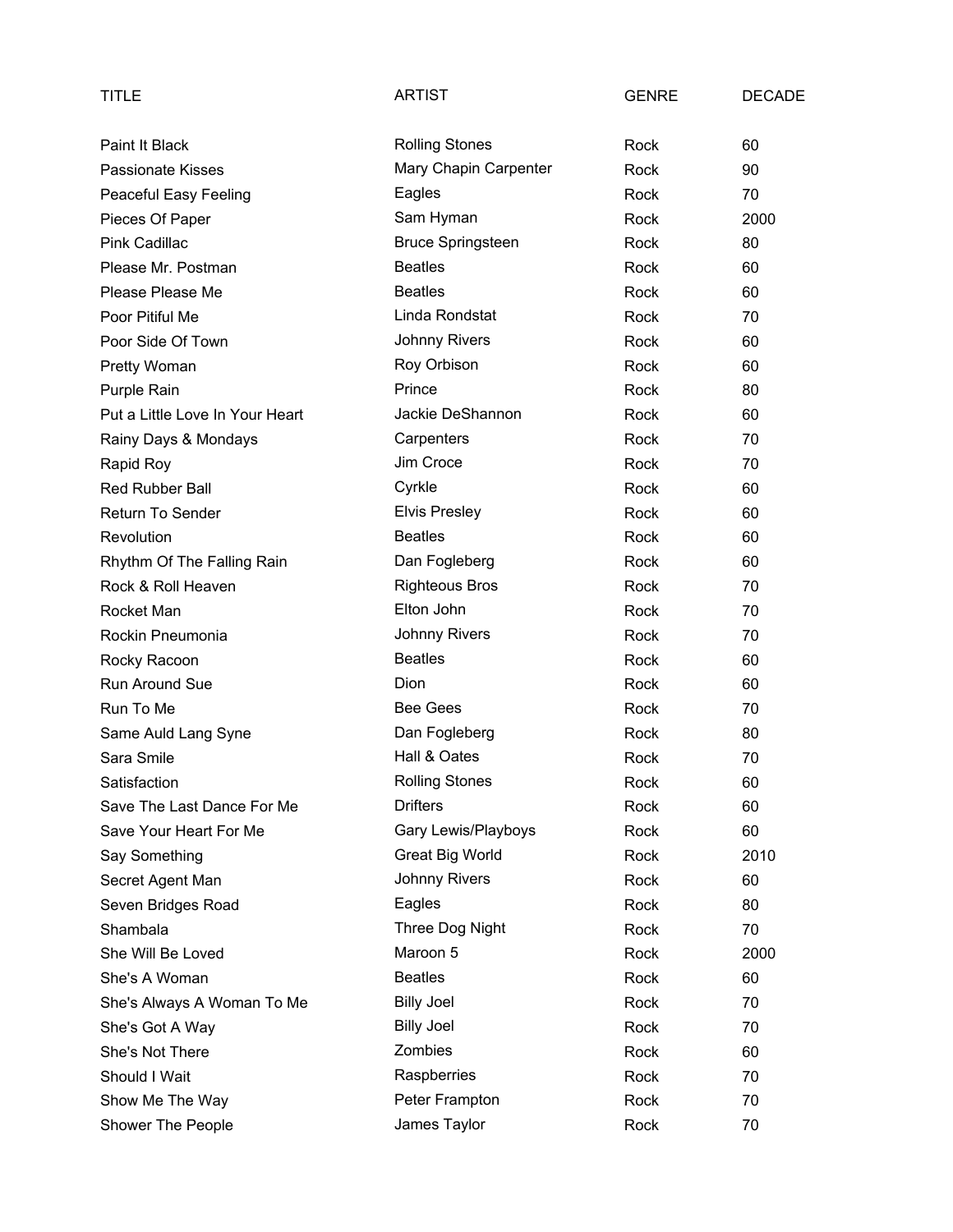| TITLE | ARTIST | GENRE | DECADE |
|---|---|---|---|
| Paint It Black | Rolling Stones | Rock | 60 |
| Passionate Kisses | Mary Chapin Carpenter | Rock | 90 |
| Peaceful Easy Feeling | Eagles | Rock | 70 |
| Pieces Of Paper | Sam Hyman | Rock | 2000 |
| Pink Cadillac | Bruce Springsteen | Rock | 80 |
| Please Mr. Postman | Beatles | Rock | 60 |
| Please Please Me | Beatles | Rock | 60 |
| Poor Pitiful Me | Linda Rondstat | Rock | 70 |
| Poor Side Of Town | Johnny Rivers | Rock | 60 |
| Pretty Woman | Roy Orbison | Rock | 60 |
| Purple Rain | Prince | Rock | 80 |
| Put a Little Love In Your Heart | Jackie DeShannon | Rock | 60 |
| Rainy Days & Mondays | Carpenters | Rock | 70 |
| Rapid Roy | Jim Croce | Rock | 70 |
| Red Rubber Ball | Cyrkle | Rock | 60 |
| Return To Sender | Elvis Presley | Rock | 60 |
| Revolution | Beatles | Rock | 60 |
| Rhythm Of The Falling Rain | Dan Fogleberg | Rock | 60 |
| Rock & Roll Heaven | Righteous Bros | Rock | 70 |
| Rocket Man | Elton John | Rock | 70 |
| Rockin Pneumonia | Johnny Rivers | Rock | 70 |
| Rocky Racoon | Beatles | Rock | 60 |
| Run Around Sue | Dion | Rock | 60 |
| Run To Me | Bee Gees | Rock | 70 |
| Same Auld Lang Syne | Dan Fogleberg | Rock | 80 |
| Sara Smile | Hall & Oates | Rock | 70 |
| Satisfaction | Rolling Stones | Rock | 60 |
| Save The Last Dance For Me | Drifters | Rock | 60 |
| Save Your Heart For Me | Gary Lewis/Playboys | Rock | 60 |
| Say Something | Great Big World | Rock | 2010 |
| Secret Agent Man | Johnny Rivers | Rock | 60 |
| Seven Bridges Road | Eagles | Rock | 80 |
| Shambala | Three Dog Night | Rock | 70 |
| She Will Be Loved | Maroon 5 | Rock | 2000 |
| She's A Woman | Beatles | Rock | 60 |
| She's Always A Woman To Me | Billy Joel | Rock | 70 |
| She's Got A Way | Billy Joel | Rock | 70 |
| She's Not There | Zombies | Rock | 60 |
| Should I Wait | Raspberries | Rock | 70 |
| Show Me The Way | Peter Frampton | Rock | 70 |
| Shower The People | James Taylor | Rock | 70 |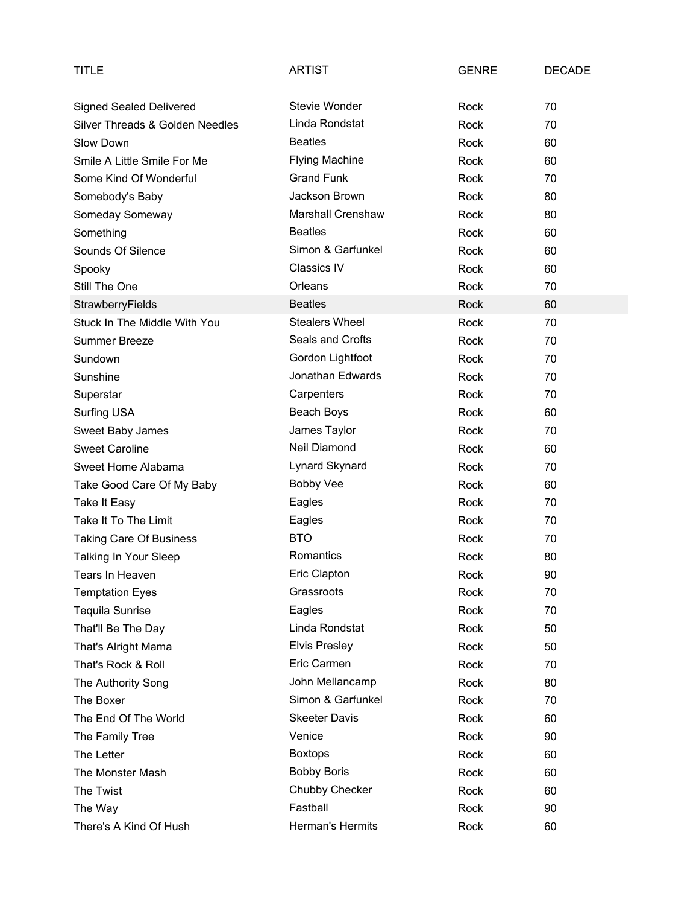| TITLE | ARTIST | GENRE | DECADE |
|---|---|---|---|
| Signed Sealed Delivered | Stevie Wonder | Rock | 70 |
| Silver Threads & Golden Needles | Linda Rondstat | Rock | 70 |
| Slow Down | Beatles | Rock | 60 |
| Smile A Little Smile For Me | Flying Machine | Rock | 60 |
| Some Kind Of Wonderful | Grand Funk | Rock | 70 |
| Somebody's Baby | Jackson Brown | Rock | 80 |
| Someday Someway | Marshall Crenshaw | Rock | 80 |
| Something | Beatles | Rock | 60 |
| Sounds Of Silence | Simon & Garfunkel | Rock | 60 |
| Spooky | Classics IV | Rock | 60 |
| Still The One | Orleans | Rock | 70 |
| StrawberryFields | Beatles | Rock | 60 |
| Stuck In The Middle With You | Stealers Wheel | Rock | 70 |
| Summer Breeze | Seals and Crofts | Rock | 70 |
| Sundown | Gordon Lightfoot | Rock | 70 |
| Sunshine | Jonathan Edwards | Rock | 70 |
| Superstar | Carpenters | Rock | 70 |
| Surfing USA | Beach Boys | Rock | 60 |
| Sweet Baby James | James Taylor | Rock | 70 |
| Sweet Caroline | Neil Diamond | Rock | 60 |
| Sweet Home Alabama | Lynard Skynard | Rock | 70 |
| Take Good Care Of My Baby | Bobby Vee | Rock | 60 |
| Take It Easy | Eagles | Rock | 70 |
| Take It To The Limit | Eagles | Rock | 70 |
| Taking Care Of Business | BTO | Rock | 70 |
| Talking In Your Sleep | Romantics | Rock | 80 |
| Tears In Heaven | Eric Clapton | Rock | 90 |
| Temptation Eyes | Grassroots | Rock | 70 |
| Tequila Sunrise | Eagles | Rock | 70 |
| That'll Be The Day | Linda Rondstat | Rock | 50 |
| That's Alright Mama | Elvis Presley | Rock | 50 |
| That's Rock & Roll | Eric Carmen | Rock | 70 |
| The Authority Song | John Mellancamp | Rock | 80 |
| The Boxer | Simon & Garfunkel | Rock | 70 |
| The End Of The World | Skeeter Davis | Rock | 60 |
| The Family Tree | Venice | Rock | 90 |
| The Letter | Boxtops | Rock | 60 |
| The Monster Mash | Bobby Boris | Rock | 60 |
| The Twist | Chubby Checker | Rock | 60 |
| The Way | Fastball | Rock | 90 |
| There's A Kind Of Hush | Herman's Hermits | Rock | 60 |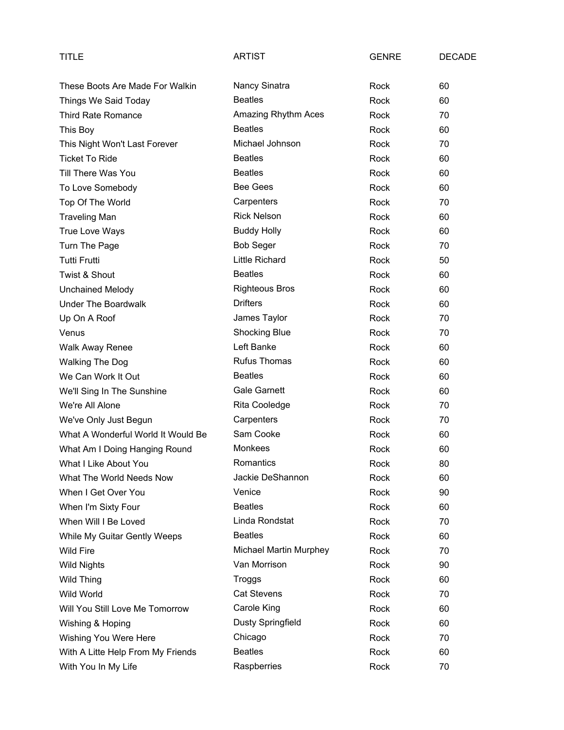| TITLE | ARTIST | GENRE | DECADE |
| --- | --- | --- | --- |
| These Boots Are Made For Walkin | Nancy Sinatra | Rock | 60 |
| Things We Said Today | Beatles | Rock | 60 |
| Third Rate Romance | Amazing Rhythm Aces | Rock | 70 |
| This Boy | Beatles | Rock | 60 |
| This Night Won't Last Forever | Michael Johnson | Rock | 70 |
| Ticket To Ride | Beatles | Rock | 60 |
| Till There Was You | Beatles | Rock | 60 |
| To Love Somebody | Bee Gees | Rock | 60 |
| Top Of The World | Carpenters | Rock | 70 |
| Traveling Man | Rick Nelson | Rock | 60 |
| True Love Ways | Buddy Holly | Rock | 60 |
| Turn The Page | Bob Seger | Rock | 70 |
| Tutti Frutti | Little Richard | Rock | 50 |
| Twist & Shout | Beatles | Rock | 60 |
| Unchained Melody | Righteous Bros | Rock | 60 |
| Under The Boardwalk | Drifters | Rock | 60 |
| Up On A Roof | James Taylor | Rock | 70 |
| Venus | Shocking Blue | Rock | 70 |
| Walk Away Renee | Left Banke | Rock | 60 |
| Walking The Dog | Rufus Thomas | Rock | 60 |
| We Can Work It Out | Beatles | Rock | 60 |
| We'll Sing In The Sunshine | Gale Garnett | Rock | 60 |
| We're All Alone | Rita Cooledge | Rock | 70 |
| We've Only Just Begun | Carpenters | Rock | 70 |
| What A Wonderful World It Would Be | Sam Cooke | Rock | 60 |
| What Am I Doing Hanging Round | Monkees | Rock | 60 |
| What I Like About You | Romantics | Rock | 80 |
| What The World Needs Now | Jackie DeShannon | Rock | 60 |
| When I Get Over You | Venice | Rock | 90 |
| When I'm Sixty Four | Beatles | Rock | 60 |
| When Will I Be Loved | Linda Rondstat | Rock | 70 |
| While My Guitar Gently Weeps | Beatles | Rock | 60 |
| Wild Fire | Michael Martin Murphey | Rock | 70 |
| Wild Nights | Van Morrison | Rock | 90 |
| Wild Thing | Troggs | Rock | 60 |
| Wild World | Cat Stevens | Rock | 70 |
| Will You Still Love Me Tomorrow | Carole King | Rock | 60 |
| Wishing & Hoping | Dusty Springfield | Rock | 60 |
| Wishing You Were Here | Chicago | Rock | 70 |
| With A Litte Help From My Friends | Beatles | Rock | 60 |
| With You In My Life | Raspberries | Rock | 70 |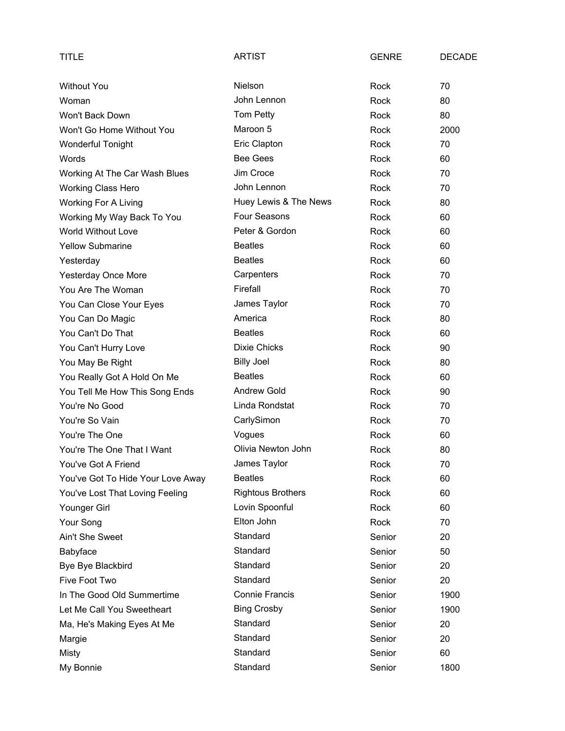| TITLE | ARTIST | GENRE | DECADE |
| --- | --- | --- | --- |
| Without You | Nielson | Rock | 70 |
| Woman | John Lennon | Rock | 80 |
| Won't Back Down | Tom Petty | Rock | 80 |
| Won't Go Home Without You | Maroon 5 | Rock | 2000 |
| Wonderful Tonight | Eric Clapton | Rock | 70 |
| Words | Bee Gees | Rock | 60 |
| Working At The Car Wash Blues | Jim Croce | Rock | 70 |
| Working Class Hero | John Lennon | Rock | 70 |
| Working For A Living | Huey Lewis & The News | Rock | 80 |
| Working My Way Back To You | Four Seasons | Rock | 60 |
| World Without Love | Peter & Gordon | Rock | 60 |
| Yellow Submarine | Beatles | Rock | 60 |
| Yesterday | Beatles | Rock | 60 |
| Yesterday Once More | Carpenters | Rock | 70 |
| You Are The Woman | Firefall | Rock | 70 |
| You Can Close Your Eyes | James Taylor | Rock | 70 |
| You Can Do Magic | America | Rock | 80 |
| You Can't Do That | Beatles | Rock | 60 |
| You Can't Hurry Love | Dixie Chicks | Rock | 90 |
| You May Be Right | Billy Joel | Rock | 80 |
| You Really Got A Hold On Me | Beatles | Rock | 60 |
| You Tell Me How This Song Ends | Andrew Gold | Rock | 90 |
| You're No Good | Linda Rondstat | Rock | 70 |
| You're So Vain | CarlySimon | Rock | 70 |
| You're The One | Vogues | Rock | 60 |
| You're The One That I Want | Olivia Newton John | Rock | 80 |
| You've Got A Friend | James Taylor | Rock | 70 |
| You've Got To Hide Your Love Away | Beatles | Rock | 60 |
| You've Lost That Loving Feeling | Rightous Brothers | Rock | 60 |
| Younger Girl | Lovin Spoonful | Rock | 60 |
| Your Song | Elton John | Rock | 70 |
| Ain't She Sweet | Standard | Senior | 20 |
| Babyface | Standard | Senior | 50 |
| Bye Bye Blackbird | Standard | Senior | 20 |
| Five Foot Two | Standard | Senior | 20 |
| In The Good Old Summertime | Connie Francis | Senior | 1900 |
| Let Me Call You Sweetheart | Bing Crosby | Senior | 1900 |
| Ma, He's Making Eyes At Me | Standard | Senior | 20 |
| Margie | Standard | Senior | 20 |
| Misty | Standard | Senior | 60 |
| My Bonnie | Standard | Senior | 1800 |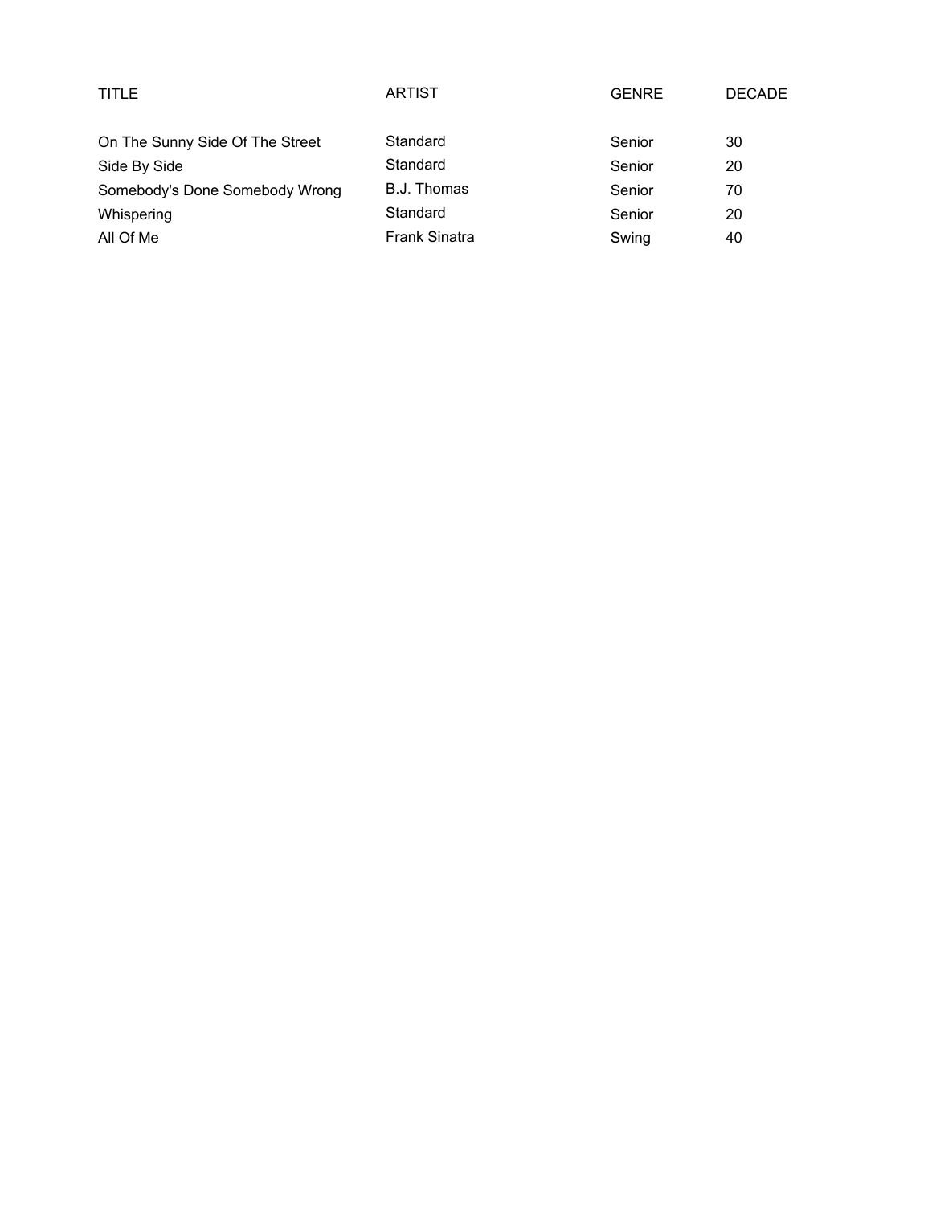| TITLE | ARTIST | GENRE | DECADE |
| --- | --- | --- | --- |
| On The Sunny Side Of The Street | Standard | Senior | 30 |
| Side By Side | Standard | Senior | 20 |
| Somebody's Done Somebody Wrong | B.J. Thomas | Senior | 70 |
| Whispering | Standard | Senior | 20 |
| All Of Me | Frank Sinatra | Swing | 40 |